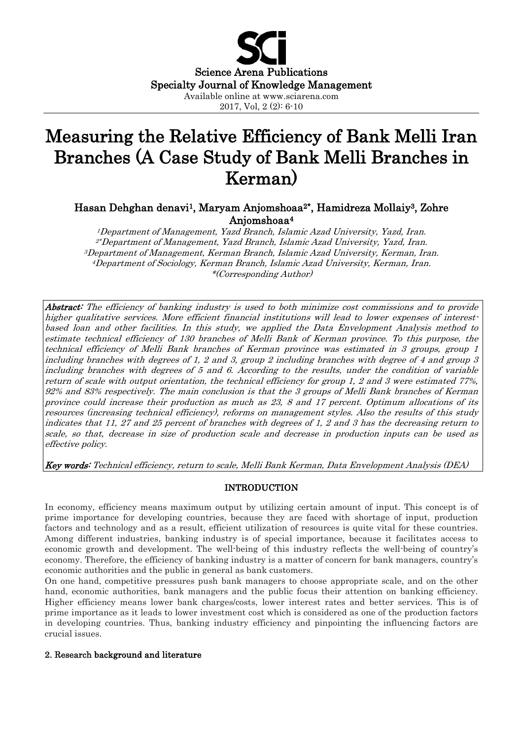Science Arena Publications
Specialty Journal of Knowledge Management
Available online at www.sciarena.com
2017, Vol, 2 (2): 6-10

# Measuring the Relative Efficiency of Bank Melli Iran Branches (A Case Study of Bank Melli Branches in Kerman)

**Hasan Dehghan denavi[1], Maryam Anjomshoaa[2*], Hamidreza Mollaiy[3], Zohre Anjomshoaa[4]**

*[1]Department of Management, Yazd Branch, Islamic Azad University, Yazd, Iran.*
*[2*]Department of Management, Yazd Branch, Islamic Azad University, Yazd, Iran.*
*[3]Department of Management, Kerman Branch, Islamic Azad University, Kerman, Iran.*
*[4]Department of Sociology, Kerman Branch, Islamic Azad University, Kerman, Iran.*
*\*(Corresponding Author)*

***Abstract:*** *The efficiency of banking industry is used to both minimize cost commissions and to provide higher qualitative services. More efficient financial institutions will lead to lower expenses of interest-based loan and other facilities. In this study, we applied the Data Envelopment Analysis method to estimate technical efficiency of 130 branches of Melli Bank of Kerman province. To this purpose, the technical efficiency of Melli Bank branches of Kerman province was estimated in 3 groups, group 1 including branches with degrees of 1, 2 and 3, group 2 including branches with degree of 4 and group 3 including branches with degrees of 5 and 6. According to the results, under the condition of variable return of scale with output orientation, the technical efficiency for group 1, 2 and 3 were estimated 77%, 92% and 83% respectively. The main conclusion is that the 3 groups of Melli Bank branches of Kerman province could increase their production as much as 23, 8 and 17 percent. Optimum allocations of its resources (increasing technical efficiency), reforms on management styles. Also the results of this study indicates that 11, 27 and 25 percent of branches with degrees of 1, 2 and 3 has the decreasing return to scale, so that, decrease in size of production scale and decrease in production inputs can be used as effective policy.*

***Key words:*** *Technical efficiency, return to scale, Melli Bank Kerman, Data Envelopment Analysis (DEA)*

## INTRODUCTION

In economy, efficiency means maximum output by utilizing certain amount of input. This concept is of prime importance for developing countries, because they are faced with shortage of input, production factors and technology and as a result, efficient utilization of resources is quite vital for these countries. Among different industries, banking industry is of special importance, because it facilitates access to economic growth and development. The well-being of this industry reflects the well-being of country's economy. Therefore, the efficiency of banking industry is a matter of concern for bank managers, country's economic authorities and the public in general as bank customers.

On one hand, competitive pressures push bank managers to choose appropriate scale, and on the other hand, economic authorities, bank managers and the public focus their attention on banking efficiency. Higher efficiency means lower bank charges/costs, lower interest rates and better services. This is of prime importance as it leads to lower investment cost which is considered as one of the production factors in developing countries. Thus, banking industry efficiency and pinpointing the influencing factors are crucial issues.

### 2. Research background and literature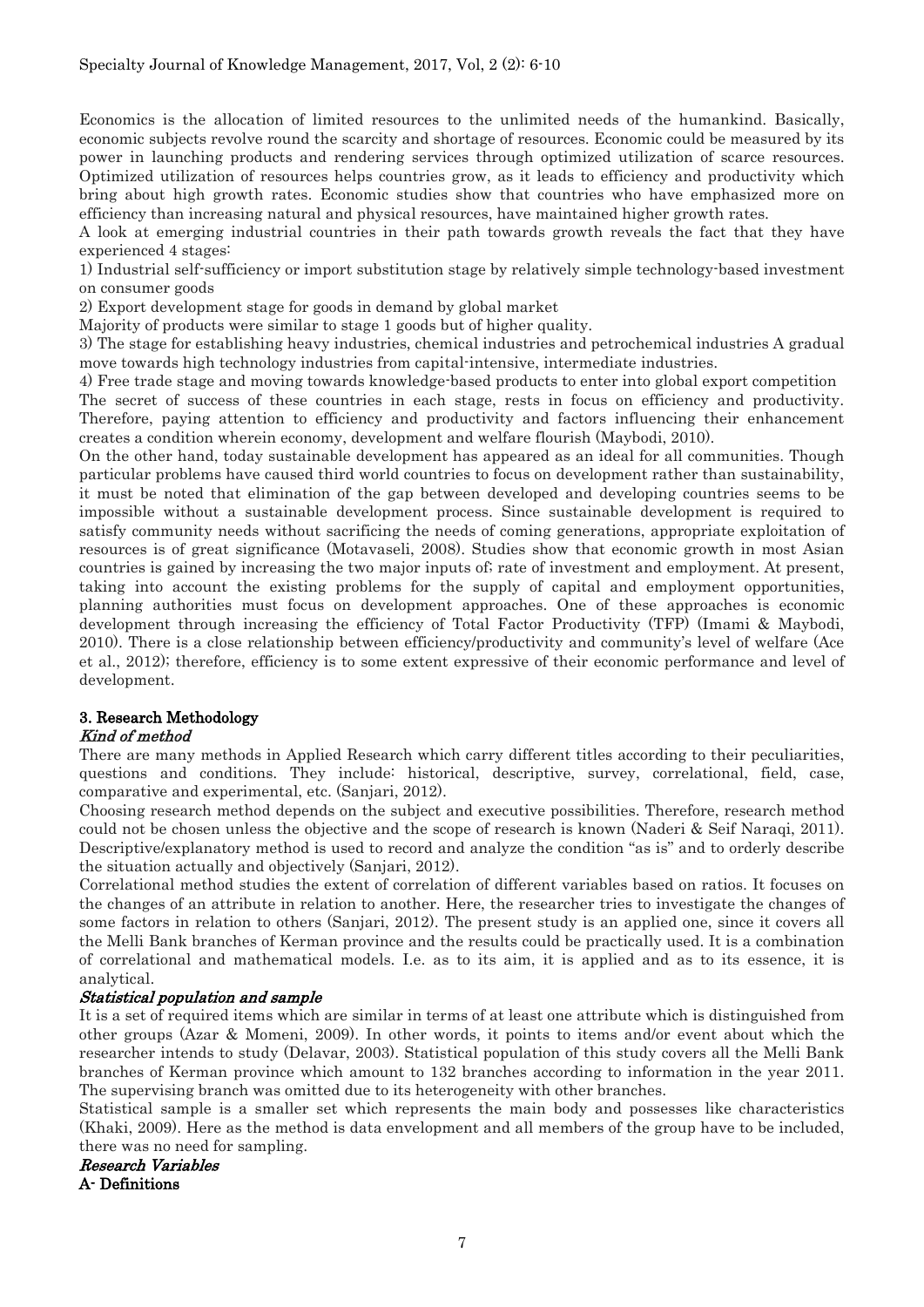Economics is the allocation of limited resources to the unlimited needs of the humankind. Basically, economic subjects revolve round the scarcity and shortage of resources. Economic could be measured by its power in launching products and rendering services through optimized utilization of scarce resources. Optimized utilization of resources helps countries grow, as it leads to efficiency and productivity which bring about high growth rates. Economic studies show that countries who have emphasized more on efficiency than increasing natural and physical resources, have maintained higher growth rates.

A look at emerging industrial countries in their path towards growth reveals the fact that they have experienced 4 stages:

1) Industrial self-sufficiency or import substitution stage by relatively simple technology-based investment on consumer goods

2) Export development stage for goods in demand by global market

Majority of products were similar to stage 1 goods but of higher quality.

3) The stage for establishing heavy industries, chemical industries and petrochemical industries A gradual move towards high technology industries from capital-intensive, intermediate industries.

4) Free trade stage and moving towards knowledge-based products to enter into global export competition

The secret of success of these countries in each stage, rests in focus on efficiency and productivity. Therefore, paying attention to efficiency and productivity and factors influencing their enhancement creates a condition wherein economy, development and welfare flourish (Maybodi, 2010).

On the other hand, today sustainable development has appeared as an ideal for all communities. Though particular problems have caused third world countries to focus on development rather than sustainability, it must be noted that elimination of the gap between developed and developing countries seems to be impossible without a sustainable development process. Since sustainable development is required to satisfy community needs without sacrificing the needs of coming generations, appropriate exploitation of resources is of great significance (Motavaseli, 2008). Studies show that economic growth in most Asian countries is gained by increasing the two major inputs of; rate of investment and employment. At present, taking into account the existing problems for the supply of capital and employment opportunities, planning authorities must focus on development approaches. One of these approaches is economic development through increasing the efficiency of Total Factor Productivity (TFP) (Imami & Maybodi, 2010). There is a close relationship between efficiency/productivity and community's level of welfare (Ace et al., 2012); therefore, efficiency is to some extent expressive of their economic performance and level of development.

## 3. Research Methodology

### *Kind of method*

There are many methods in Applied Research which carry different titles according to their peculiarities, questions and conditions. They include: historical, descriptive, survey, correlational, field, case, comparative and experimental, etc. (Sanjari, 2012).

Choosing research method depends on the subject and executive possibilities. Therefore, research method could not be chosen unless the objective and the scope of research is known (Naderi & Seif Naraqi, 2011). Descriptive/explanatory method is used to record and analyze the condition "as is" and to orderly describe the situation actually and objectively (Sanjari, 2012).

Correlational method studies the extent of correlation of different variables based on ratios. It focuses on the changes of an attribute in relation to another. Here, the researcher tries to investigate the changes of some factors in relation to others (Sanjari, 2012). The present study is an applied one, since it covers all the Melli Bank branches of Kerman province and the results could be practically used. It is a combination of correlational and mathematical models. I.e. as to its aim, it is applied and as to its essence, it is analytical.

### *Statistical population and sample*

It is a set of required items which are similar in terms of at least one attribute which is distinguished from other groups (Azar & Momeni, 2009). In other words, it points to items and/or event about which the researcher intends to study (Delavar, 2003). Statistical population of this study covers all the Melli Bank branches of Kerman province which amount to 132 branches according to information in the year 2011. The supervising branch was omitted due to its heterogeneity with other branches.

Statistical sample is a smaller set which represents the main body and possesses like characteristics (Khaki, 2009). Here as the method is data envelopment and all members of the group have to be included, there was no need for sampling.

### *Research Variables*

**A- Definitions**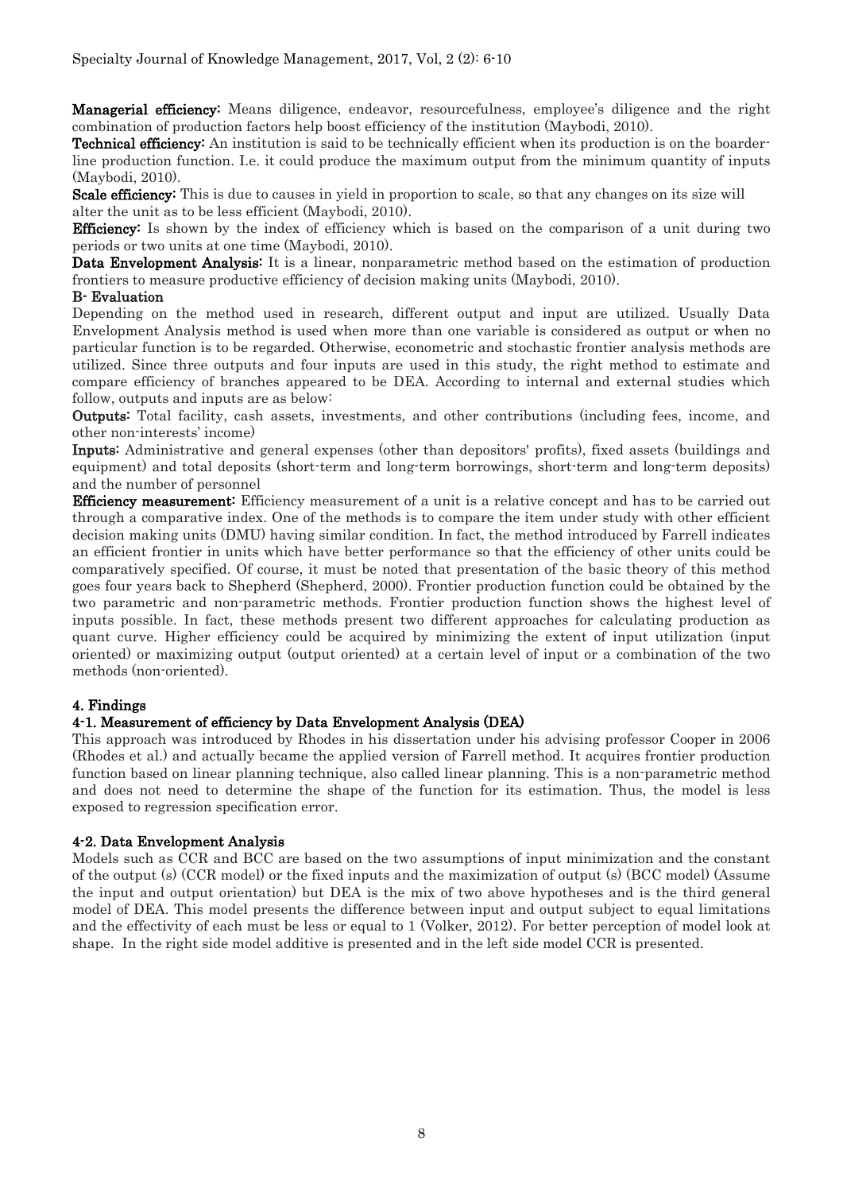**Managerial efficiency:** Means diligence, endeavor, resourcefulness, employee's diligence and the right combination of production factors help boost efficiency of the institution (Maybodi, 2010).

**Technical efficiency:** An institution is said to be technically efficient when its production is on the boarder-line production function. I.e. it could produce the maximum output from the minimum quantity of inputs (Maybodi, 2010).

**Scale efficiency:** This is due to causes in yield in proportion to scale, so that any changes on its size will alter the unit as to be less efficient (Maybodi, 2010).

**Efficiency:** Is shown by the index of efficiency which is based on the comparison of a unit during two periods or two units at one time (Maybodi, 2010).

**Data Envelopment Analysis:** It is a linear, nonparametric method based on the estimation of production frontiers to measure productive efficiency of decision making units (Maybodi, 2010).

**B- Evaluation**

Depending on the method used in research, different output and input are utilized. Usually Data Envelopment Analysis method is used when more than one variable is considered as output or when no particular function is to be regarded. Otherwise, econometric and stochastic frontier analysis methods are utilized. Since three outputs and four inputs are used in this study, the right method to estimate and compare efficiency of branches appeared to be DEA. According to internal and external studies which follow, outputs and inputs are as below:

**Outputs:** Total facility, cash assets, investments, and other contributions (including fees, income, and other non-interests' income)

**Inputs:** Administrative and general expenses (other than depositors' profits), fixed assets (buildings and equipment) and total deposits (short-term and long-term borrowings, short-term and long-term deposits) and the number of personnel

**Efficiency measurement:** Efficiency measurement of a unit is a relative concept and has to be carried out through a comparative index. One of the methods is to compare the item under study with other efficient decision making units (DMU) having similar condition. In fact, the method introduced by Farrell indicates an efficient frontier in units which have better performance so that the efficiency of other units could be comparatively specified. Of course, it must be noted that presentation of the basic theory of this method goes four years back to Shepherd (Shepherd, 2000). Frontier production function could be obtained by the two parametric and non-parametric methods. Frontier production function shows the highest level of inputs possible. In fact, these methods present two different approaches for calculating production as quant curve. Higher efficiency could be acquired by minimizing the extent of input utilization (input oriented) or maximizing output (output oriented) at a certain level of input or a combination of the two methods (non-oriented).

## 4. Findings

### 4-1. Measurement of efficiency by Data Envelopment Analysis (DEA)

This approach was introduced by Rhodes in his dissertation under his advising professor Cooper in 2006 (Rhodes et al.) and actually became the applied version of Farrell method. It acquires frontier production function based on linear planning technique, also called linear planning. This is a non-parametric method and does not need to determine the shape of the function for its estimation. Thus, the model is less exposed to regression specification error.

### 4-2. Data Envelopment Analysis

Models such as CCR and BCC are based on the two assumptions of input minimization and the constant of the output (s) (CCR model) or the fixed inputs and the maximization of output (s) (BCC model) (Assume the input and output orientation) but DEA is the mix of two above hypotheses and is the third general model of DEA. This model presents the difference between input and output subject to equal limitations and the effectivity of each must be less or equal to 1 (Volker, 2012). For better perception of model look at shape. In the right side model additive is presented and in the left side model CCR is presented.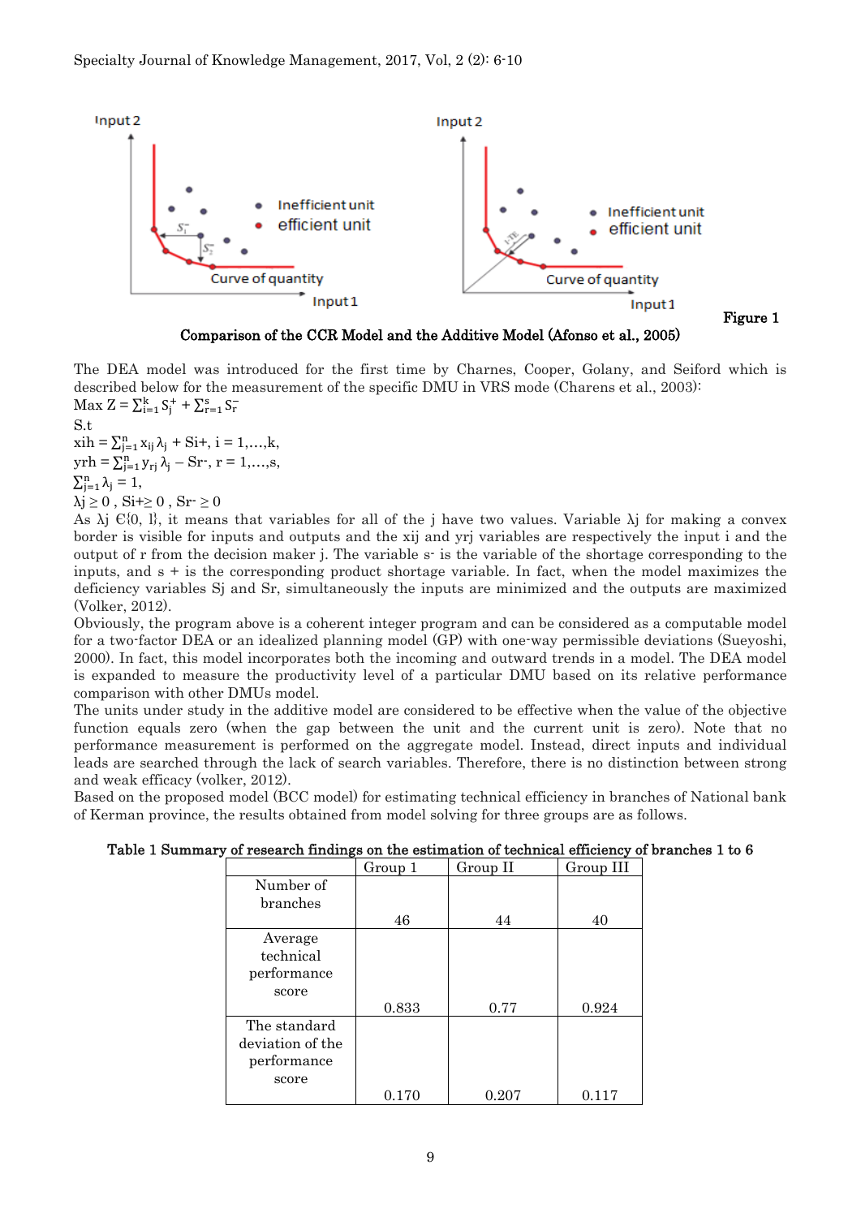Figure 1

**Comparison of the CCR Model and the Additive Model (Afonso et al., 2005)**

The DEA model was introduced for the first time by Charnes, Cooper, Golany, and Seiford which is described below for the measurement of the specific DMU in VRS mode (Charens et al., 2003):

$$\text{Max } Z = \sum_{i=1}^{k} S_i^{+} + \sum_{r=1}^{s} S_r^{-}$$

S.t

$$x_{ih} = \sum_{j=1}^{n} x_{ij} \lambda_j + S_i^{+},\ i = 1,\ldots,k,$$

$$y_{rh} = \sum_{j=1}^{n} y_{rj} \lambda_j - S_r^{-},\ r = 1,\ldots,s,$$

$$\sum_{j=1}^{n} \lambda_j = 1,$$

$$\lambda_j \geq 0,\ S_i^{+} \geq 0,\ S_r^{-} \geq 0$$

As $\lambda_j \in \{0, 1\}$, it means that variables for all of the j have two values. Variable $\lambda_j$ for making a convex border is visible for inputs and outputs and the $x_{ij}$ and $y_{rj}$ variables are respectively the input i and the output of r from the decision maker j. The variable $s^-$ is the variable of the shortage corresponding to the inputs, and $s^+$ is the corresponding product shortage variable. In fact, when the model maximizes the deficiency variables $S_j$ and $S_r$, simultaneously the inputs are minimized and the outputs are maximized (Volker, 2012).

Obviously, the program above is a coherent integer program and can be considered as a computable model for a two-factor DEA or an idealized planning model (GP) with one-way permissible deviations (Sueyoshi, 2000). In fact, this model incorporates both the incoming and outward trends in a model. The DEA model is expanded to measure the productivity level of a particular DMU based on its relative performance comparison with other DMUs model.

The units under study in the additive model are considered to be effective when the value of the objective function equals zero (when the gap between the unit and the current unit is zero). Note that no performance measurement is performed on the aggregate model. Instead, direct inputs and individual leads are searched through the lack of search variables. Therefore, there is no distinction between strong and weak efficacy (volker, 2012).

Based on the proposed model (BCC model) for estimating technical efficiency in branches of National bank of Kerman province, the results obtained from model solving for three groups are as follows.

**Table 1 Summary of research findings on the estimation of technical efficiency of branches 1 to 6**

| | Group 1 | Group II | Group III |
|---|---|---|---|
| Number of branches | 46 | 44 | 40 |
| Average technical performance score | 0.833 | 0.77 | 0.924 |
| The standard deviation of the performance score | 0.170 | 0.207 | 0.117 |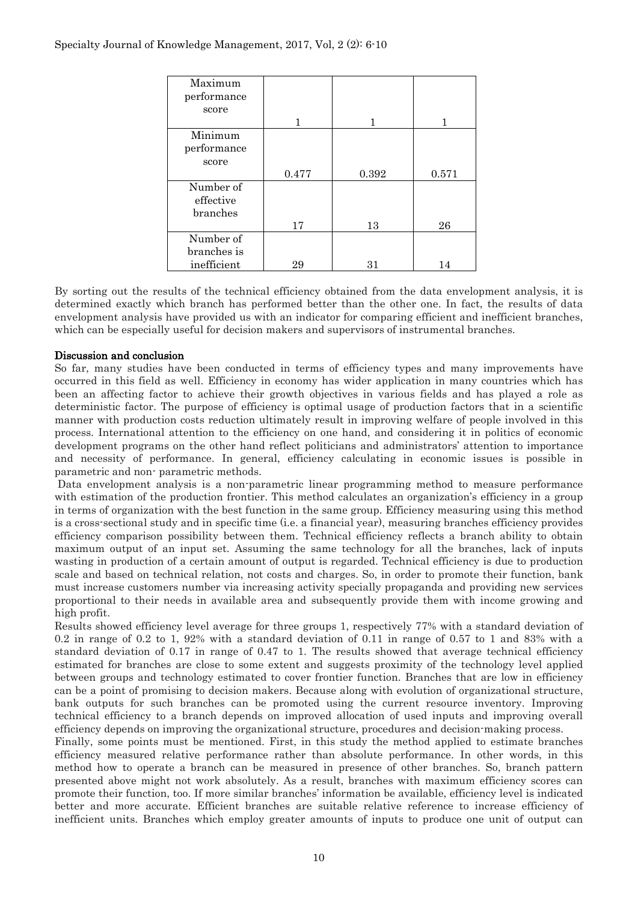| | | | |
|---|---|---|---|
| Maximum performance score | 1 | 1 | 1 |
| Minimum performance score | 0.477 | 0.392 | 0.571 |
| Number of effective branches | 17 | 13 | 26 |
| Number of branches is inefficient | 29 | 31 | 14 |

By sorting out the results of the technical efficiency obtained from the data envelopment analysis, it is determined exactly which branch has performed better than the other one. In fact, the results of data envelopment analysis have provided us with an indicator for comparing efficient and inefficient branches, which can be especially useful for decision makers and supervisors of instrumental branches.

## Discussion and conclusion

So far, many studies have been conducted in terms of efficiency types and many improvements have occurred in this field as well. Efficiency in economy has wider application in many countries which has been an affecting factor to achieve their growth objectives in various fields and has played a role as deterministic factor. The purpose of efficiency is optimal usage of production factors that in a scientific manner with production costs reduction ultimately result in improving welfare of people involved in this process. International attention to the efficiency on one hand, and considering it in politics of economic development programs on the other hand reflect politicians and administrators' attention to importance and necessity of performance. In general, efficiency calculating in economic issues is possible in parametric and non- parametric methods.

Data envelopment analysis is a non-parametric linear programming method to measure performance with estimation of the production frontier. This method calculates an organization's efficiency in a group in terms of organization with the best function in the same group. Efficiency measuring using this method is a cross-sectional study and in specific time (i.e. a financial year), measuring branches efficiency provides efficiency comparison possibility between them. Technical efficiency reflects a branch ability to obtain maximum output of an input set. Assuming the same technology for all the branches, lack of inputs wasting in production of a certain amount of output is regarded. Technical efficiency is due to production scale and based on technical relation, not costs and charges. So, in order to promote their function, bank must increase customers number via increasing activity specially propaganda and providing new services proportional to their needs in available area and subsequently provide them with income growing and high profit.

Results showed efficiency level average for three groups 1, respectively 77% with a standard deviation of 0.2 in range of 0.2 to 1, 92% with a standard deviation of 0.11 in range of 0.57 to 1 and 83% with a standard deviation of 0.17 in range of 0.47 to 1. The results showed that average technical efficiency estimated for branches are close to some extent and suggests proximity of the technology level applied between groups and technology estimated to cover frontier function. Branches that are low in efficiency can be a point of promising to decision makers. Because along with evolution of organizational structure, bank outputs for such branches can be promoted using the current resource inventory. Improving technical efficiency to a branch depends on improved allocation of used inputs and improving overall efficiency depends on improving the organizational structure, procedures and decision-making process.

Finally, some points must be mentioned. First, in this study the method applied to estimate branches efficiency measured relative performance rather than absolute performance. In other words, in this method how to operate a branch can be measured in presence of other branches. So, branch pattern presented above might not work absolutely. As a result, branches with maximum efficiency scores can promote their function, too. If more similar branches' information be available, efficiency level is indicated better and more accurate. Efficient branches are suitable relative reference to increase efficiency of inefficient units. Branches which employ greater amounts of inputs to produce one unit of output can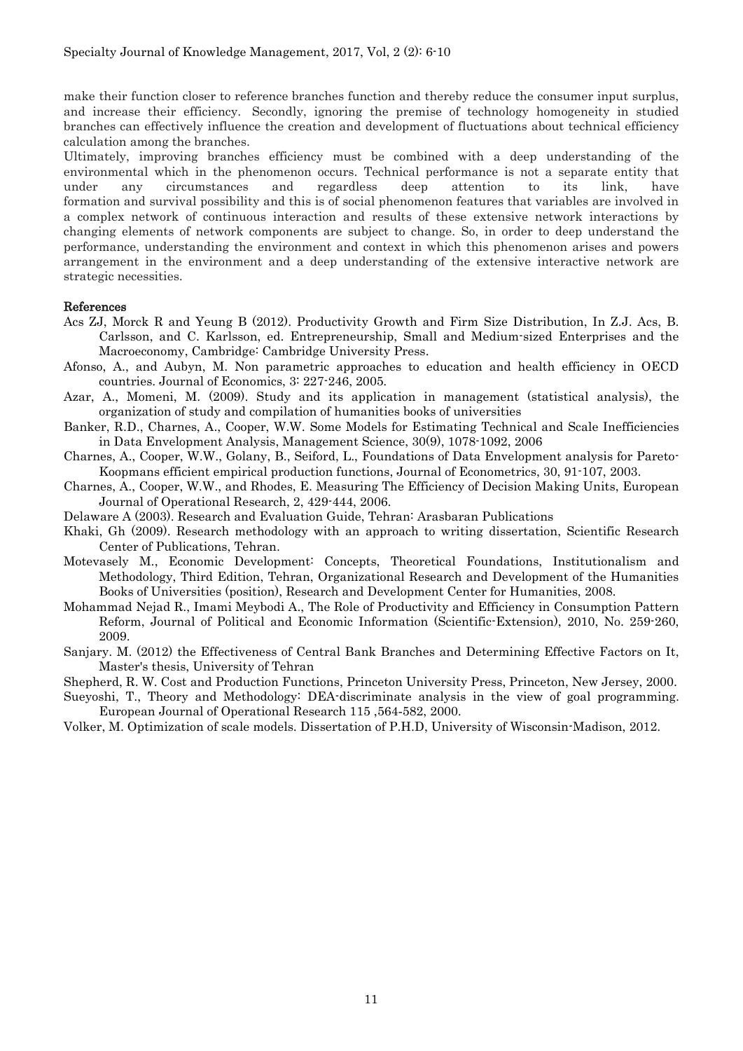make their function closer to reference branches function and thereby reduce the consumer input surplus, and increase their efficiency. Secondly, ignoring the premise of technology homogeneity in studied branches can effectively influence the creation and development of fluctuations about technical efficiency calculation among the branches.

Ultimately, improving branches efficiency must be combined with a deep understanding of the environmental which in the phenomenon occurs. Technical performance is not a separate entity that under any circumstances and regardless deep attention to its link, have formation and survival possibility and this is of social phenomenon features that variables are involved in a complex network of continuous interaction and results of these extensive network interactions by changing elements of network components are subject to change. So, in order to deep understand the performance, understanding the environment and context in which this phenomenon arises and powers arrangement in the environment and a deep understanding of the extensive interactive network are strategic necessities.

## References

Acs ZJ, Morck R and Yeung B (2012). Productivity Growth and Firm Size Distribution, In Z.J. Acs, B. Carlsson, and C. Karlsson, ed. Entrepreneurship, Small and Medium-sized Enterprises and the Macroeconomy, Cambridge: Cambridge University Press.

Afonso, A., and Aubyn, M. Non parametric approaches to education and health efficiency in OECD countries. Journal of Economics, 3: 227-246, 2005.

Azar, A., Momeni, M. (2009). Study and its application in management (statistical analysis), the organization of study and compilation of humanities books of universities

Banker, R.D., Charnes, A., Cooper, W.W. Some Models for Estimating Technical and Scale Inefficiencies in Data Envelopment Analysis, Management Science, 30(9), 1078-1092, 2006

Charnes, A., Cooper, W.W., Golany, B., Seiford, L., Foundations of Data Envelopment analysis for Pareto-Koopmans efficient empirical production functions, Journal of Econometrics, 30, 91-107, 2003.

Charnes, A., Cooper, W.W., and Rhodes, E. Measuring The Efficiency of Decision Making Units, European Journal of Operational Research, 2, 429-444, 2006.

Delaware A (2003). Research and Evaluation Guide, Tehran: Arasbaran Publications

Khaki, Gh (2009). Research methodology with an approach to writing dissertation, Scientific Research Center of Publications, Tehran.

Motevasely M., Economic Development: Concepts, Theoretical Foundations, Institutionalism and Methodology, Third Edition, Tehran, Organizational Research and Development of the Humanities Books of Universities (position), Research and Development Center for Humanities, 2008.

Mohammad Nejad R., Imami Meybodi A., The Role of Productivity and Efficiency in Consumption Pattern Reform, Journal of Political and Economic Information (Scientific-Extension), 2010, No. 259-260, 2009.

Sanjary. M. (2012) the Effectiveness of Central Bank Branches and Determining Effective Factors on It, Master's thesis, University of Tehran

Shepherd, R. W. Cost and Production Functions, Princeton University Press, Princeton, New Jersey, 2000.

Sueyoshi, T., Theory and Methodology: DEA-discriminate analysis in the view of goal programming. European Journal of Operational Research 115 ,564-582, 2000.

Volker, M. Optimization of scale models. Dissertation of P.H.D, University of Wisconsin-Madison, 2012.